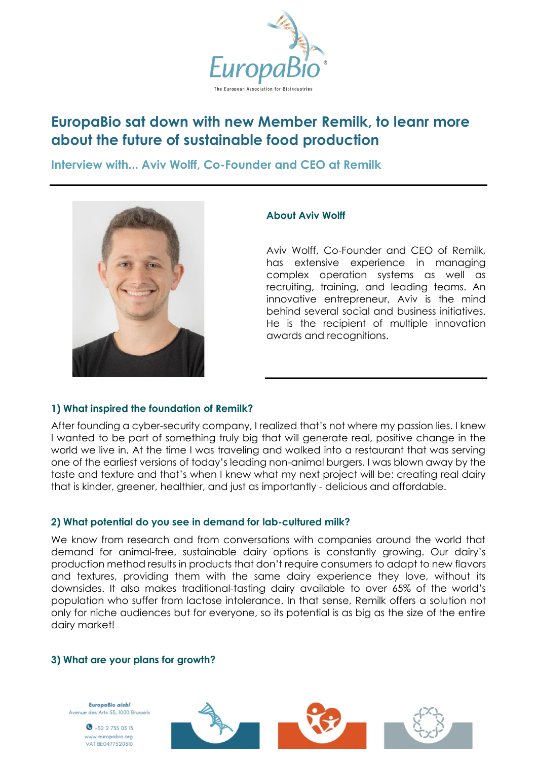# EuropaBio sat down with new Member Remilk, to leanr more about the future of sustainable food production

## Interview with... Aviv Wolff, Co-Founder and CEO at Remilk

### About Aviv Wolff

Aviv Wolff, Co-Founder and CEO of Remilk, has extensive experience in managing complex operation systems as well as recruiting, training, and leading teams. An innovative entrepreneur, Aviv is the mind behind several social and business initiatives. He is the recipient of multiple innovation awards and recognitions.

### 1) What inspired the foundation of Remilk?

After founding a cyber-security company, I realized that's not where my passion lies. I knew I wanted to be part of something truly big that will generate real, positive change in the world we live in. At the time I was traveling and walked into a restaurant that was serving one of the earliest versions of today's leading non-animal burgers. I was blown away by the taste and texture and that's when I knew what my next project will be: creating real dairy that is kinder, greener, healthier, and just as importantly - delicious and affordable.

### 2) What potential do you see in demand for lab-cultured milk?

We know from research and from conversations with companies around the world that demand for animal-free, sustainable dairy options is constantly growing. Our dairy's production method results in products that don't require consumers to adapt to new flavors and textures, providing them with the same dairy experience they love, without its downsides. It also makes traditional-tasting dairy available to over 65% of the world's population who suffer from lactose intolerance. In that sense, Remilk offers a solution not only for niche audiences but for everyone, so its potential is as big as the size of the entire dairy market!

### 3) What are your plans for growth?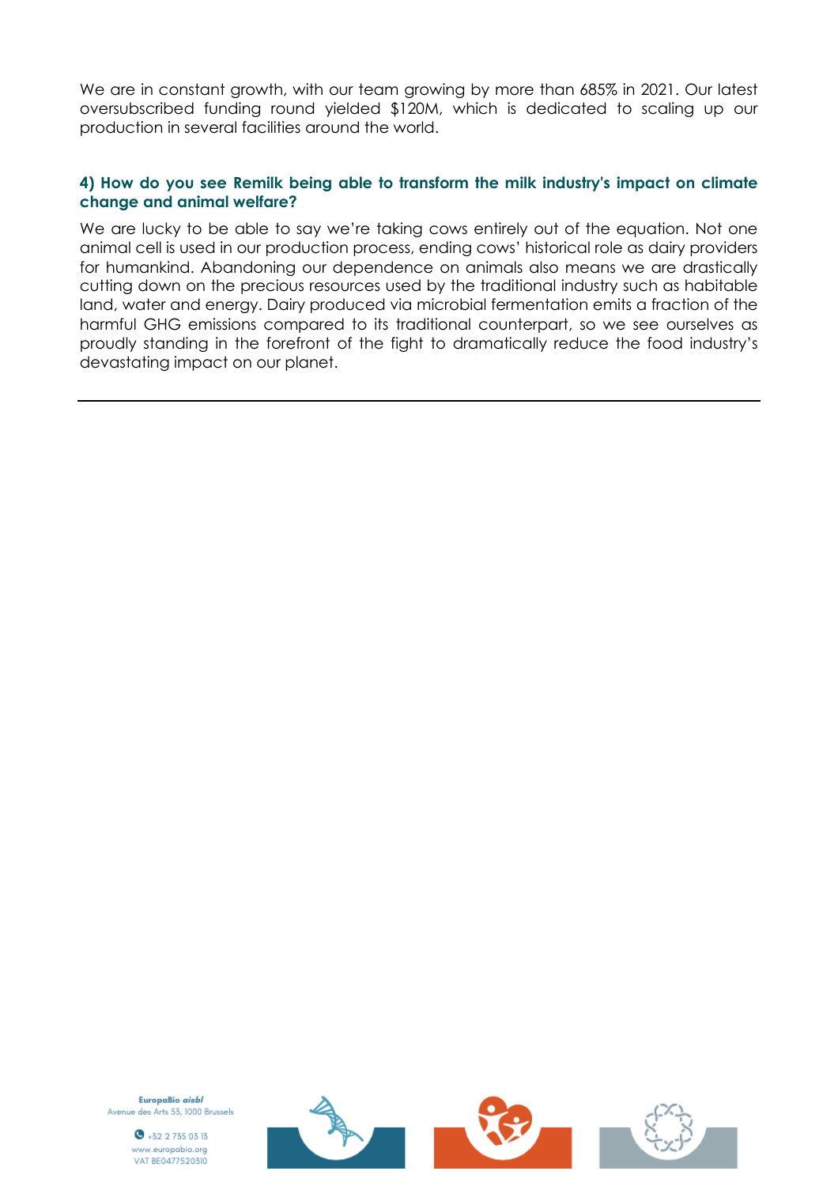We are in constant growth, with our team growing by more than 685% in 2021. Our latest oversubscribed funding round yielded $120M, which is dedicated to scaling up our production in several facilities around the world.

**4) How do you see Remilk being able to transform the milk industry's impact on climate change and animal welfare?**

We are lucky to be able to say we're taking cows entirely out of the equation. Not one animal cell is used in our production process, ending cows' historical role as dairy providers for humankind. Abandoning our dependence on animals also means we are drastically cutting down on the precious resources used by the traditional industry such as habitable land, water and energy. Dairy produced via microbial fermentation emits a fraction of the harmful GHG emissions compared to its traditional counterpart, so we see ourselves as proudly standing in the forefront of the fight to dramatically reduce the food industry's devastating impact on our planet.

---